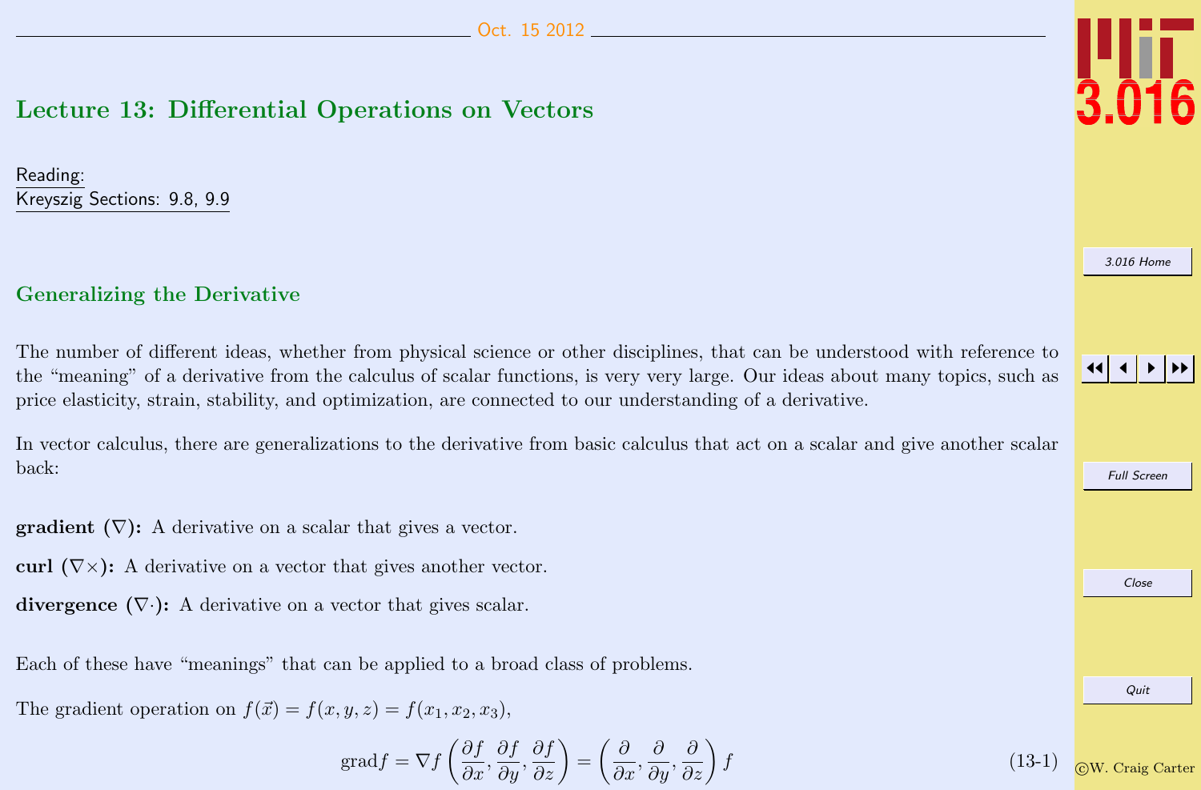Oct. 15 2012

# Lecture 13: Differential Operations on Vectors

Reading:
Kreyszig Sections: 9.8, 9.9

## Generalizing the Derivative

The number of different ideas, whether from physical science or other disciplines, that can be understood with reference to the "meaning" of a derivative from the calculus of scalar functions, is very very large. Our ideas about many topics, such as price elasticity, strain, stability, and optimization, are connected to our understanding of a derivative.

In vector calculus, there are generalizations to the derivative from basic calculus that act on a scalar and give another scalar back:

**gradient ($\nabla$):** A derivative on a scalar that gives a vector.

**curl ($\nabla\times$):** A derivative on a vector that gives another vector.

**divergence ($\nabla\cdot$):** A derivative on a vector that gives scalar.

Each of these have "meanings" that can be applied to a broad class of problems.

The gradient operation on $f(\vec{x}) = f(x, y, z) = f(x_1, x_2, x_3)$,

$$\text{grad} f = \nabla f \left( \frac{\partial f}{\partial x}, \frac{\partial f}{\partial y}, \frac{\partial f}{\partial z} \right) = \left( \frac{\partial}{\partial x}, \frac{\partial}{\partial y}, \frac{\partial}{\partial z} \right) f \tag{13-1}$$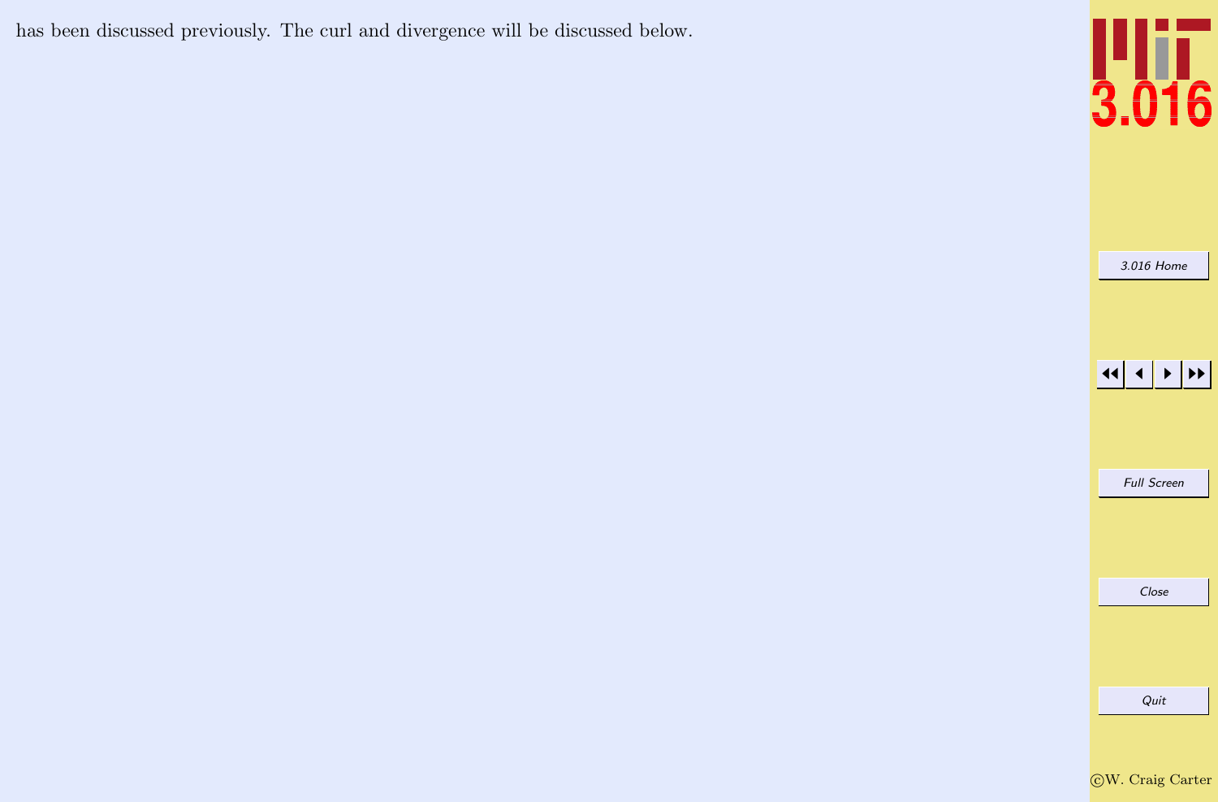has been discussed previously. The curl and divergence will be discussed below.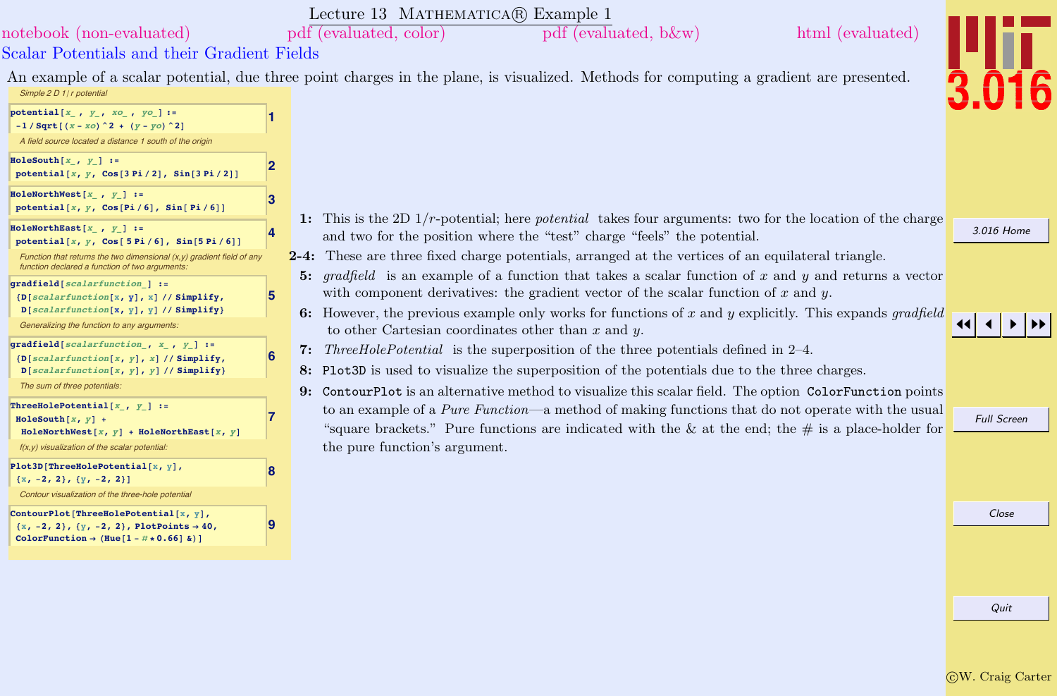# Lecture 13 Mathematica® Example 1

notebook (non-evaluated) pdf (evaluated, color) pdf (evaluated, b&w) html (evaluated)

## Scalar Potentials and their Gradient Fields

An example of a scalar potential, due three point charges in the plane, is visualized. Methods for computing a gradient are presented.

*Simple 2 D 1/r potential*

```
potential[x_, y_, xo_, yo_] :=
 -1 / Sqrt[(x - xo)^2 + (y - yo)^2]
```
**1**

*A field source located a distance 1 south of the origin*

```
HoleSouth[x_, y_] :=
 potential[x, y, Cos[3 Pi / 2], Sin[3 Pi / 2]]
```
**2**

```
HoleNorthWest[x_, y_] :=
 potential[x, y, Cos[Pi / 6], Sin[ Pi / 6]]
```
**3**

```
HoleNorthEast[x_, y_] :=
 potential[x, y, Cos[ 5 Pi / 6], Sin[5 Pi / 6]]
```
**4**

*Function that returns the two dimensional (x,y) gradient field of any function declared a function of two arguments:*

```
gradfield[scalarfunction_] :=
 {D[scalarfunction[x, y], x] // Simplify,
  D[scalarfunction[x, y], y] // Simplify}
```
**5**

*Generalizing the function to any arguments:*

```
gradfield[scalarfunction_, x_, y_] :=
 {D[scalarfunction[x, y], x] // Simplify,
  D[scalarfunction[x, y], y] // Simplify}
```
**6**

*The sum of three potentials:*

```
ThreeHolePotential[x_, y_] :=
 HoleSouth[x, y] +
  HoleNorthWest[x, y] + HoleNorthEast[x, y]
```
**7**

*f(x,y) visualization of the scalar potential:*

```
Plot3D[ThreeHolePotential[x, y],
 {x, -2, 2}, {y, -2, 2}]
```
**8**

*Contour visualization of the three-hole potential*

```
ContourPlot[ThreeHolePotential[x, y],
 {x, -2, 2}, {y, -2, 2}, PlotPoints → 40,
 ColorFunction → (Hue[1 - # * 0.66] &)]
```
**9**

**1:** This is the 2D $1/r$-potential; here *potential* takes four arguments: two for the location of the charge and two for the position where the "test" charge "feels" the potential.

**2-4:** These are three fixed charge potentials, arranged at the vertices of an equilateral triangle.

**5:** *gradfield* is an example of a function that takes a scalar function of $x$ and $y$ and returns a vector with component derivatives: the gradient vector of the scalar function of $x$ and $y$.

**6:** However, the previous example only works for functions of $x$ and $y$ explicitly. This expands *gradfield* to other Cartesian coordinates other than $x$ and $y$.

**7:** *ThreeHolePotential* is the superposition of the three potentials defined in 2–4.

**8:** `Plot3D` is used to visualize the superposition of the potentials due to the three charges.

**9:** `ContourPlot` is an alternative method to visualize this scalar field. The option `ColorFunction` points to an example of a *Pure Function*—a method of making functions that do not operate with the usual "square brackets." Pure functions are indicated with the & at the end; the # is a place-holder for the pure function's argument.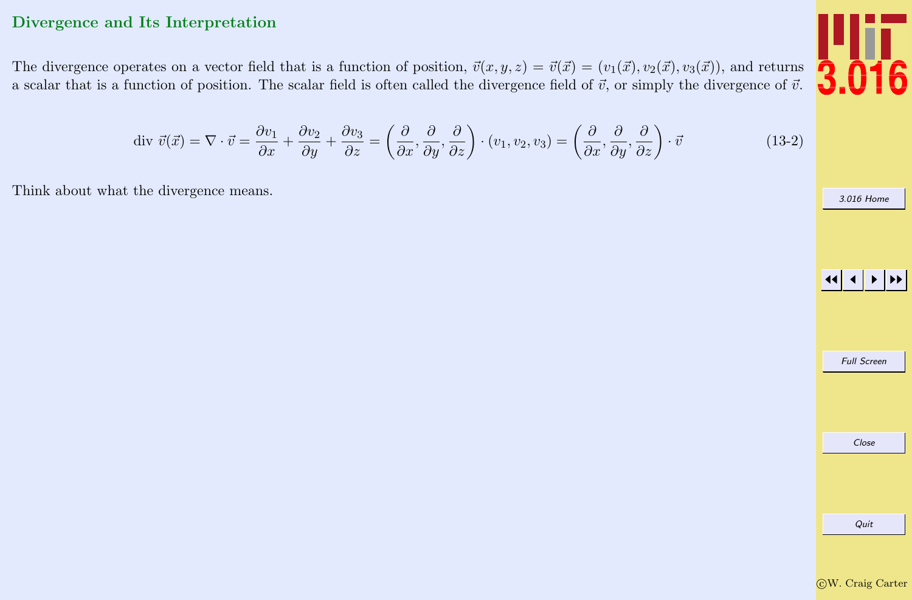## Divergence and Its Interpretation

The divergence operates on a vector field that is a function of position, $\vec{v}(x, y, z) = \vec{v}(\vec{x}) = (v_1(\vec{x}), v_2(\vec{x}), v_3(\vec{x}))$, and returns a scalar that is a function of position. The scalar field is often called the divergence field of $\vec{v}$, or simply the divergence of $\vec{v}$.

$$\text{div } \vec{v}(\vec{x}) = \nabla \cdot \vec{v} = \frac{\partial v_1}{\partial x} + \frac{\partial v_2}{\partial y} + \frac{\partial v_3}{\partial z} = \left(\frac{\partial}{\partial x}, \frac{\partial}{\partial y}, \frac{\partial}{\partial z}\right) \cdot (v_1, v_2, v_3) = \left(\frac{\partial}{\partial x}, \frac{\partial}{\partial y}, \frac{\partial}{\partial z}\right) \cdot \vec{v} \tag{13-2}$$

Think about what the divergence means.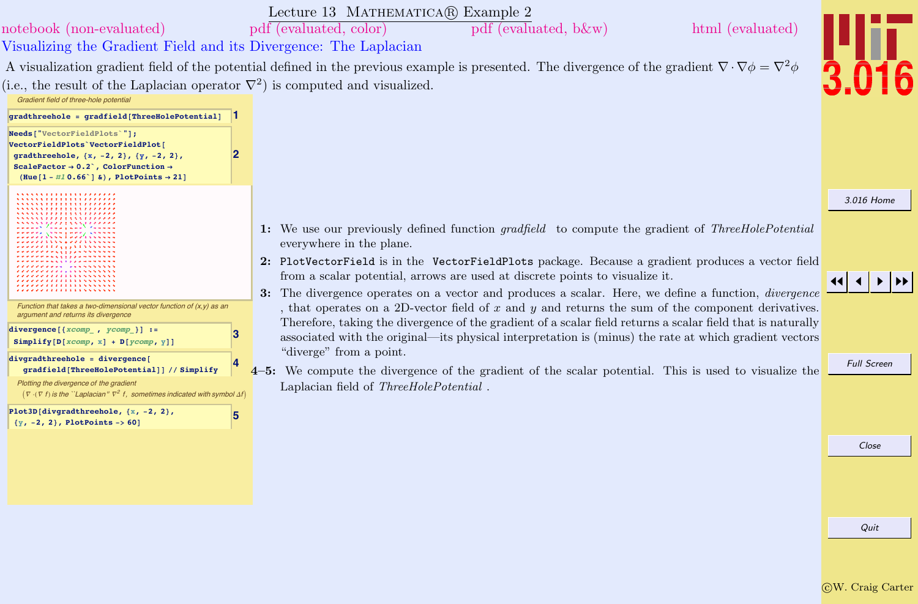# Lecture 13 Mathematica® Example 2

notebook (non-evaluated) pdf (evaluated, color) pdf (evaluated, b&w) html (evaluated)

## Visualizing the Gradient Field and its Divergence: The Laplacian

A visualization gradient field of the potential defined in the previous example is presented. The divergence of the gradient $\nabla \cdot \nabla \phi = \nabla^2 \phi$ (i.e., the result of the Laplacian operator $\nabla^2$) is computed and visualized.

*Gradient field of three-hole potential*

```
gradthreehole = gradfield[ThreeHolePotential]
```
1

```
Needs["VectorFieldPlots`"];
VectorFieldPlots`VectorFieldPlot[
 gradthreehole, {x, -2, 2}, {y, -2, 2},
 ScaleFactor → 0.2`, ColorFunction →
  (Hue[1 - #1 0.66`] &), PlotPoints → 21]
```
2

*Function that takes a two-dimensional vector function of (x,y) as an argument and returns its divergence*

```
divergence[{xcomp_ , ycomp_}] :=
 Simplify[D[xcomp, x] + D[ycomp, y]]
```
3

```
divgradthreehole = divergence[
   gradfield[ThreeHolePotential]] // Simplify
```
4

*Plotting the divergence of the gradient ($\nabla \cdot (\nabla f)$ is the ``Laplacian'' $\nabla^2 f$, sometimes indicated with symbol $\Delta f$)*

```
Plot3D[divgradthreehole, {x, -2, 2},
 {y, -2, 2}, PlotPoints -> 60]
```
5

**1:** We use our previously defined function *gradfield* to compute the gradient of *ThreeHolePotential* everywhere in the plane.

**2:** `PlotVectorField` is in the `VectorFieldPlots` package. Because a gradient produces a vector field from a scalar potential, arrows are used at discrete points to visualize it.

**3:** The divergence operates on a vector and produces a scalar. Here, we define a function, *divergence*, that operates on a 2D-vector field of $x$ and $y$ and returns the sum of the component derivatives. Therefore, taking the divergence of the gradient of a scalar field returns a scalar field that is naturally associated with the original—its physical interpretation is (minus) the rate at which gradient vectors "diverge" from a point.

**4–5:** We compute the divergence of the gradient of the scalar potential. This is used to visualize the Laplacian field of *ThreeHolePotential*.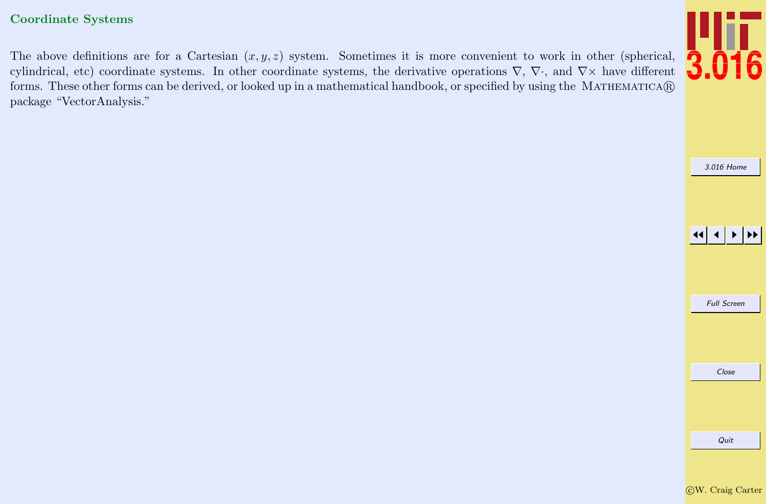### Coordinate Systems

The above definitions are for a Cartesian $(x, y, z)$ system. Sometimes it is more convenient to work in other (spherical, cylindrical, etc) coordinate systems. In other coordinate systems, the derivative operations $\nabla$, $\nabla\cdot$, and $\nabla\times$ have different forms. These other forms can be derived, or looked up in a mathematical handbook, or specified by using the MATHEMATICA® package "VectorAnalysis."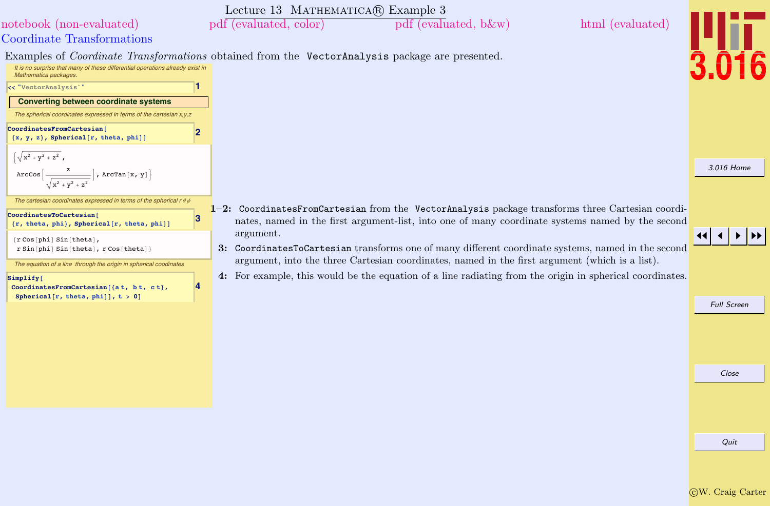# Lecture 13 MATHEMATICA® Example 3

notebook (non-evaluated) pdf (evaluated, color) pdf (evaluated, b&w) html (evaluated)

## Coordinate Transformations

Examples of *Coordinate Transformations* obtained from the VectorAnalysis package are presented.

*It is no surprise that many of these differential operations already exist in Mathematica packages.*

```
<< "VectorAnalysis`"
```
1

### Converting between coordinate systems

*The spherical coordinates expressed in terms of the cartesian x,y,z*

```
CoordinatesFromCartesian[
 {x, y, z}, Spherical[r, theta, phi]]
```
2

$$\left\{\sqrt{x^2+y^2+z^2},\ \text{ArcCos}\left[\frac{z}{\sqrt{x^2+y^2+z^2}}\right],\ \text{ArcTan}[x, y]\right\}$$

*The cartesian coordinates expressed in terms of the spherical $r\,\theta\,\phi$*

```
CoordinatesToCartesian[
 {r, theta, phi}, Spherical[r, theta, phi]]
```
3

```
{r Cos[phi] Sin[theta],
 r Sin[phi] Sin[theta], r Cos[theta]}
```

*The equation of a line through the origin in spherical coodinates*

```
Simplify[
 CoordinatesFromCartesian[{a t, b t, c t},
  Spherical[r, theta, phi]], t > 0]
```
4

**1–2:** CoordinatesFromCartesian from the VectorAnalysis package transforms three Cartesian coordinates, named in the first argument-list, into one of many coordinate systems named by the second argument.

**3:** CoordinatesToCartesian transforms one of many different coordinate systems, named in the second argument, into the three Cartesian coordinates, named in the first argument (which is a list).

**4:** For example, this would be the equation of a line radiating from the origin in spherical coordinates.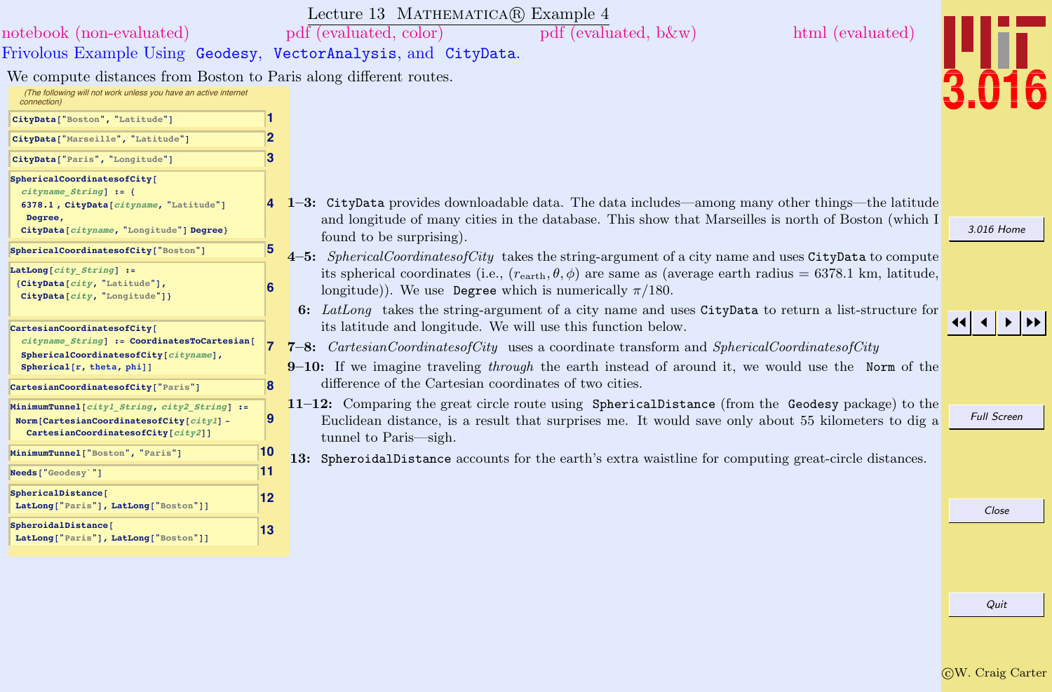# Lecture 13 MATHEMATICA® Example 4

notebook (non-evaluated) pdf (evaluated, color) pdf (evaluated, b&w) html (evaluated)

## Frivolous Example Using Geodesy, VectorAnalysis, and CityData.

We compute distances from Boston to Paris along different routes.

(The following will not work unless you have an active internet connection)

```
CityData["Boston", "Latitude"]                                          1
```

```
CityData["Marseille", "Latitude"]                                       2
```

```
CityData["Paris", "Longitude"]                                          3
```

```
SphericalCoordinatesofCity[
  cityname_String] := {
  6378.1 , CityData[cityname, "Latitude"]
   Degree,
  CityData[cityname, "Longitude"] Degree}                               4
```

```
SphericalCoordinatesofCity["Boston"]                                    5
```

```
LatLong[city_String] :=
 {CityData[city, "Latitude"],
  CityData[city, "Longitude"]}                                          6
```

```
CartesianCoordinatesofCity[
  cityname_String] := CoordinatesToCartesian[
  SphericalCoordinatesofCity[cityname],
  Spherical[r, theta, phi]]                                             7
```

```
CartesianCoordinatesofCity["Paris"]                                     8
```

```
MinimumTunnel[city1_String, city2_String] :=
 Norm[CartesianCoordinatesofCity[city1] -
   CartesianCoordinatesofCity[city2]]                                   9
```

```
MinimumTunnel["Boston", "Paris"]                                        10
```

```
Needs["Geodesy`"]                                                       11
```

```
SphericalDistance[
 LatLong["Paris"], LatLong["Boston"]]                                   12
```

```
SpheroidalDistance[
 LatLong["Paris"], LatLong["Boston"]]                                   13
```

**1–3:** CityData provides downloadable data. The data includes—among many other things—the latitude and longitude of many cities in the database. This show that Marseilles is north of Boston (which I found to be surprising).

**4–5:** *SphericalCoordinatesofCity* takes the string-argument of a city name and uses CityData to compute its spherical coordinates (i.e., $(r_{\text{earth}}, \theta, \phi)$ are same as (average earth radius = 6378.1 km, latitude, longitude)). We use Degree which is numerically $\pi/180$.

**6:** *LatLong* takes the string-argument of a city name and uses CityData to return a list-structure for its latitude and longitude. We will use this function below.

**7–8:** *CartesianCoordinatesofCity* uses a coordinate transform and *SphericalCoordinatesofCity*

**9–10:** If we imagine traveling *through* the earth instead of around it, we would use the Norm of the difference of the Cartesian coordinates of two cities.

**11–12:** Comparing the great circle route using SphericalDistance (from the Geodesy package) to the Euclidean distance, is a result that surprises me. It would save only about 55 kilometers to dig a tunnel to Paris—sigh.

**13:** SpheroidalDistance accounts for the earth's extra waistline for computing great-circle distances.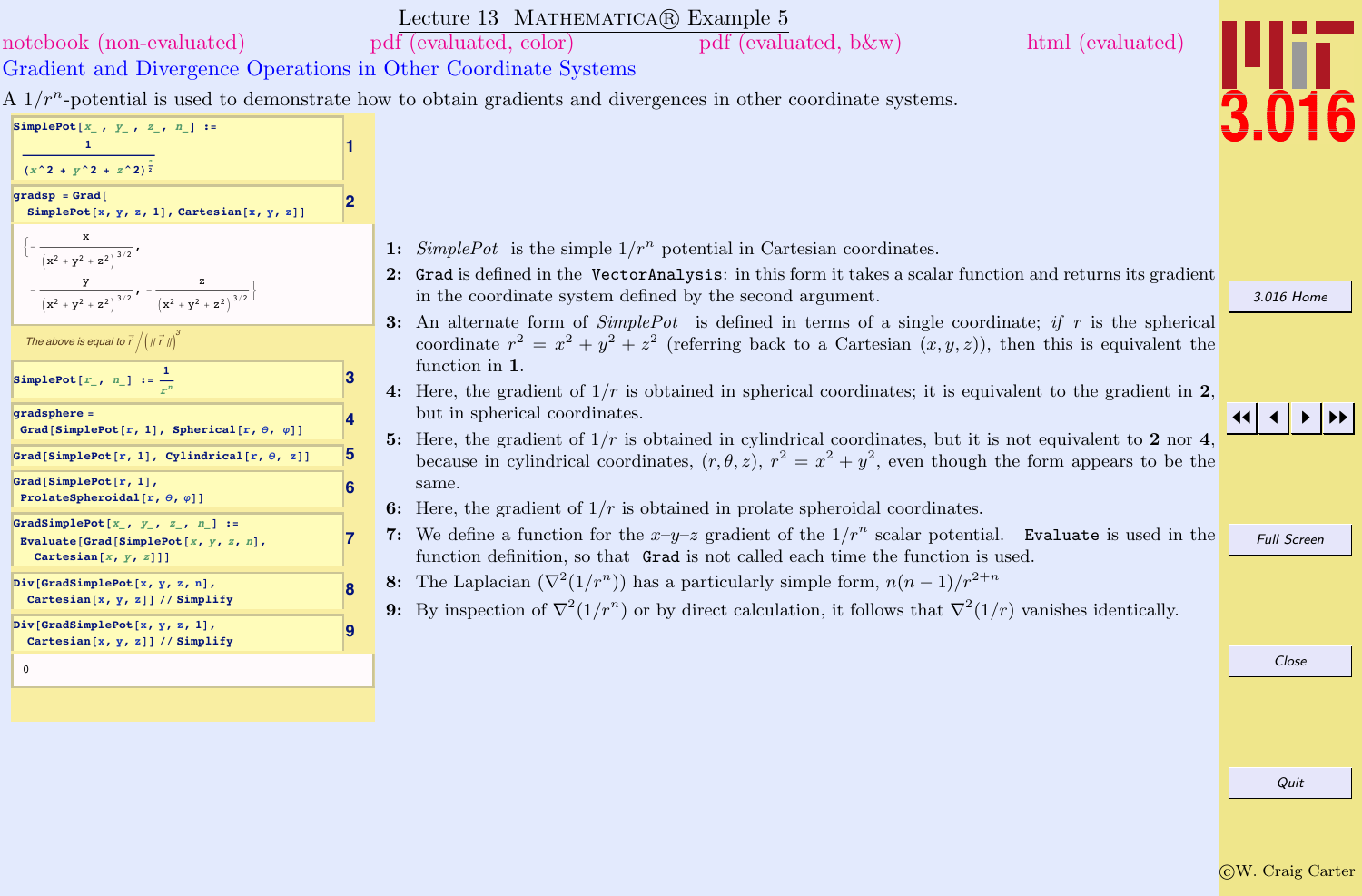# Lecture 13 MATHEMATICA® Example 5

notebook (non-evaluated) pdf (evaluated, color) pdf (evaluated, b&w) html (evaluated)

## Gradient and Divergence Operations in Other Coordinate Systems

A $1/r^n$-potential is used to demonstrate how to obtain gradients and divergences in other coordinate systems.

```
SimplePot[x_, y_, z_, n_] :=
    1 / (x^2 + y^2 + z^2)^(n/2)                                     1
```

```
gradsp = Grad[
  SimplePot[x, y, z, 1], Cartesian[x, y, z]]                        2
```

$$\left\{-\frac{x}{(x^2+y^2+z^2)^{3/2}},\ -\frac{y}{(x^2+y^2+z^2)^{3/2}},\ -\frac{z}{(x^2+y^2+z^2)^{3/2}}\right\}$$

*The above is equal to* $\vec{r} \Big/ \left(\|\vec{r}\|\right)^3$

```
SimplePot[r_, n_] := 1/r^n                                          3
```

```
gradsphere =
 Grad[SimplePot[r, 1], Spherical[r, θ, φ]]                          4
```

```
Grad[SimplePot[r, 1], Cylindrical[r, θ, z]]                         5
```

```
Grad[SimplePot[r, 1],
 ProlateSpheroidal[r, θ, φ]]                                        6
```

```
GradSimplePot[x_, y_, z_, n_] :=
 Evaluate[Grad[SimplePot[x, y, z, n],
   Cartesian[x, y, z]]]                                             7
```

```
Div[GradSimplePot[x, y, z, n],
  Cartesian[x, y, z]] // Simplify                                   8
```

```
Div[GradSimplePot[x, y, z, 1],
  Cartesian[x, y, z]] // Simplify                                   9
```

```
0
```

**1:** *SimplePot* is the simple $1/r^n$ potential in Cartesian coordinates.

**2:** `Grad` is defined in the `VectorAnalysis`: in this form it takes a scalar function and returns its gradient in the coordinate system defined by the second argument.

**3:** An alternate form of *SimplePot* is defined in terms of a single coordinate; *if* $r$ is the spherical coordinate $r^2 = x^2 + y^2 + z^2$ (referring back to a Cartesian $(x, y, z)$), then this is equivalent the function in **1**.

**4:** Here, the gradient of $1/r$ is obtained in spherical coordinates; it is equivalent to the gradient in **2**, but in spherical coordinates.

**5:** Here, the gradient of $1/r$ is obtained in cylindrical coordinates, but it is not equivalent to **2** nor **4**, because in cylindrical coordinates, $(r, \theta, z)$, $r^2 = x^2 + y^2$, even though the form appears to be the same.

**6:** Here, the gradient of $1/r$ is obtained in prolate spheroidal coordinates.

**7:** We define a function for the $x$–$y$–$z$ gradient of the $1/r^n$ scalar potential. `Evaluate` is used in the function definition, so that `Grad` is not called each time the function is used.

**8:** The Laplacian ($\nabla^2(1/r^n)$) has a particularly simple form, $n(n-1)/r^{2+n}$

**9:** By inspection of $\nabla^2(1/r^n)$ or by direct calculation, it follows that $\nabla^2(1/r)$ vanishes identically.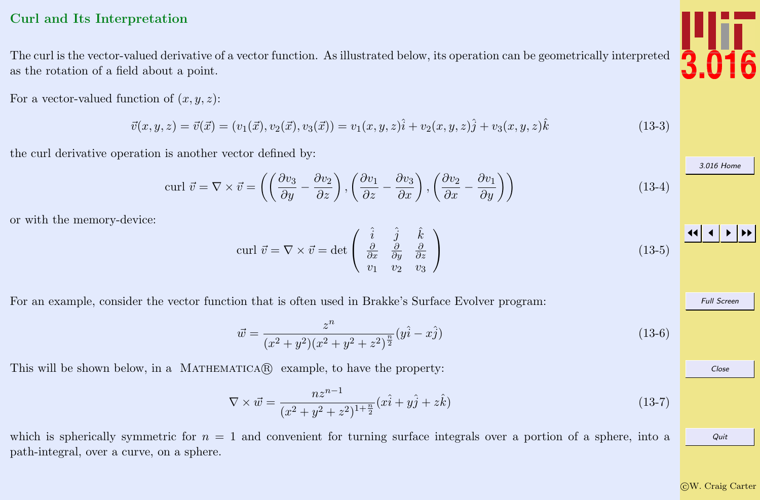## Curl and Its Interpretation

The curl is the vector-valued derivative of a vector function. As illustrated below, its operation can be geometrically interpreted as the rotation of a field about a point.

For a vector-valued function of $(x, y, z)$:

$$\vec{v}(x, y, z) = \vec{v}(\vec{x}) = (v_1(\vec{x}), v_2(\vec{x}), v_3(\vec{x})) = v_1(x, y, z)\hat{i} + v_2(x, y, z)\hat{j} + v_3(x, y, z)\hat{k} \tag{13-3}$$

the curl derivative operation is another vector defined by:

$$\text{curl } \vec{v} = \nabla \times \vec{v} = \left( \left( \frac{\partial v_3}{\partial y} - \frac{\partial v_2}{\partial z} \right), \left( \frac{\partial v_1}{\partial z} - \frac{\partial v_3}{\partial x} \right), \left( \frac{\partial v_2}{\partial x} - \frac{\partial v_1}{\partial y} \right) \right) \tag{13-4}$$

or with the memory-device:

$$\text{curl } \vec{v} = \nabla \times \vec{v} = \det \begin{pmatrix} \hat{i} & \hat{j} & \hat{k} \\ \frac{\partial}{\partial x} & \frac{\partial}{\partial y} & \frac{\partial}{\partial z} \\ v_1 & v_2 & v_3 \end{pmatrix} \tag{13-5}$$

For an example, consider the vector function that is often used in Brakke's Surface Evolver program:

$$\vec{w} = \frac{z^n}{(x^2 + y^2)(x^2 + y^2 + z^2)^{\frac{n}{2}}} (y\hat{i} - x\hat{j}) \tag{13-6}$$

This will be shown below, in a MATHEMATICA® example, to have the property:

$$\nabla \times \vec{w} = \frac{n z^{n-1}}{(x^2 + y^2 + z^2)^{1 + \frac{n}{2}}} (x\hat{i} + y\hat{j} + z\hat{k}) \tag{13-7}$$

which is spherically symmetric for $n = 1$ and convenient for turning surface integrals over a portion of a sphere, into a path-integral, over a curve, on a sphere.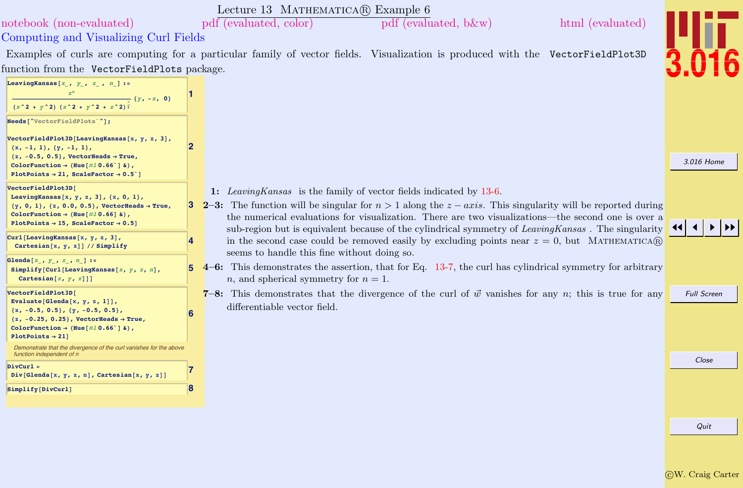# Lecture 13 MATHEMATICA® Example 6

notebook (non-evaluated) pdf (evaluated, color) pdf (evaluated, b&w) html (evaluated)

## Computing and Visualizing Curl Fields

Examples of curls are computing for a particular family of vector fields. Visualization is produced with the `VectorFieldPlot3D` function from the `VectorFieldPlots` package.

```
LeavingKansas[x_, y_, z_, n_] :=
    z^n / ((x^2 + y^2) (x^2 + y^2 + z^2)^(n/2)) {y, -x, 0}
```
**1**

```
Needs["VectorFieldPlots`"];

VectorFieldPlot3D[LeavingKansas[x, y, z, 3],
 {x, -1, 1}, {y, -1, 1},
 {z, -0.5, 0.5}, VectorHeads → True,
 ColorFunction → (Hue[#1 0.66`] &),
 PlotPoints → 21, ScaleFactor → 0.5`]
```
**2**

```
VectorFieldPlot3D[
 LeavingKansas[x, y, z, 3], {x, 0, 1},
 {y, 0, 1}, {z, 0.0, 0.5}, VectorHeads → True,
 ColorFunction → (Hue[#1 0.66] &),
 PlotPoints → 15, ScaleFactor → 0.5]
```
**3**

```
Curl[LeavingKansas[x, y, z, 3],
  Cartesian[x, y, z]] // Simplify
```
**4**

```
Glenda[x_, y_, z_, n_] :=
 Simplify[Curl[LeavingKansas[x, y, z, n],
   Cartesian[x, y, z]]]
```
**5**

```
VectorFieldPlot3D[
 Evaluate[Glenda[x, y, z, 1]],
 {x, -0.5, 0.5}, {y, -0.5, 0.5},
 {z, -0.25, 0.25}, VectorHeads → True,
 ColorFunction → (Hue[#1 0.66`] &),
 PlotPoints → 21]
```
**6**

*Demonstrate that the divergence of the curl vanishes for the above function independent of n*

```
DivCurl =
 Div[Glenda[x, y, z, n], Cartesian[x, y, z]]
```
**7**

```
Simplify[DivCurl]
```
**8**

**1:** *LeavingKansas* is the family of vector fields indicated by 13-6.

**2–3:** The function will be singular for $n > 1$ along the $z-axis$. This singularity will be reported during the numerical evaluations for visualization. There are two visualizations—the second one is over a sub-region but is equivalent because of the cylindrical symmetry of *LeavingKansas* . The singularity in the second case could be removed easily by excluding points near $z = 0$, but MATHEMATICA® seems to handle this fine without doing so.

**4–6:** This demonstrates the assertion, that for Eq. 13-7, the curl has cylindrical symmetry for arbitrary $n$, and spherical symmetry for $n = 1$.

**7–8:** This demonstrates that the divergence of the curl of $\vec{w}$ vanishes for any $n$; this is true for any differentiable vector field.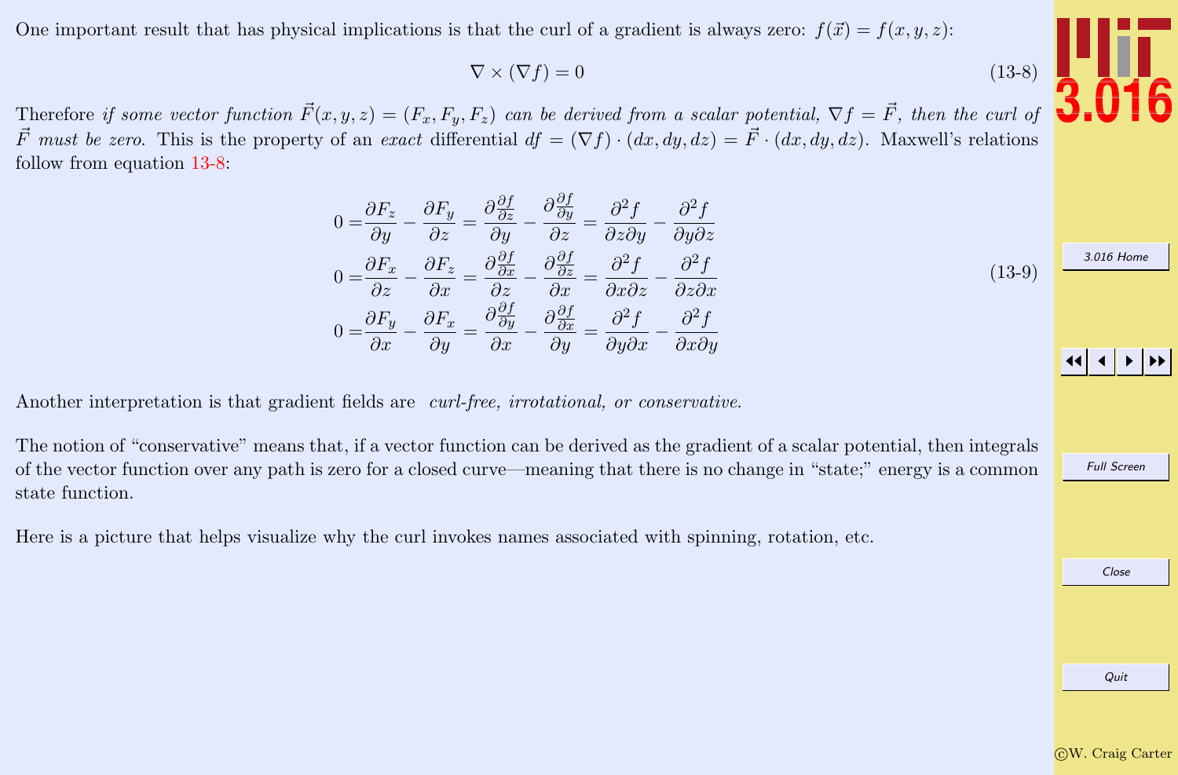One important result that has physical implications is that the curl of a gradient is always zero: $f(\vec{x}) = f(x, y, z)$:

$$\nabla \times (\nabla f) = 0 \tag{13-8}$$

Therefore *if some vector function $\vec{F}(x, y, z) = (F_x, F_y, F_z)$ can be derived from a scalar potential, $\nabla f = \vec{F}$, then the curl of $\vec{F}$ must be zero.* This is the property of an *exact* differential $df = (\nabla f) \cdot (dx, dy, dz) = \vec{F} \cdot (dx, dy, dz)$. Maxwell's relations follow from equation 13-8:

$$\begin{aligned}
0 =& \frac{\partial F_z}{\partial y} - \frac{\partial F_y}{\partial z} = \frac{\partial \frac{\partial f}{\partial z}}{\partial y} - \frac{\partial \frac{\partial f}{\partial y}}{\partial z} = \frac{\partial^2 f}{\partial z \partial y} - \frac{\partial^2 f}{\partial y \partial z} \\
0 =& \frac{\partial F_x}{\partial z} - \frac{\partial F_z}{\partial x} = \frac{\partial \frac{\partial f}{\partial x}}{\partial z} - \frac{\partial \frac{\partial f}{\partial z}}{\partial x} = \frac{\partial^2 f}{\partial x \partial z} - \frac{\partial^2 f}{\partial z \partial x} \\
0 =& \frac{\partial F_y}{\partial x} - \frac{\partial F_x}{\partial y} = \frac{\partial \frac{\partial f}{\partial y}}{\partial x} - \frac{\partial \frac{\partial f}{\partial x}}{\partial y} = \frac{\partial^2 f}{\partial y \partial x} - \frac{\partial^2 f}{\partial x \partial y}
\end{aligned} \tag{13-9}$$

Another interpretation is that gradient fields are *curl-free, irrotational, or conservative.*

The notion of "conservative" means that, if a vector function can be derived as the gradient of a scalar potential, then integrals of the vector function over any path is zero for a closed curve—meaning that there is no change in "state;" energy is a common state function.

Here is a picture that helps visualize why the curl invokes names associated with spinning, rotation, etc.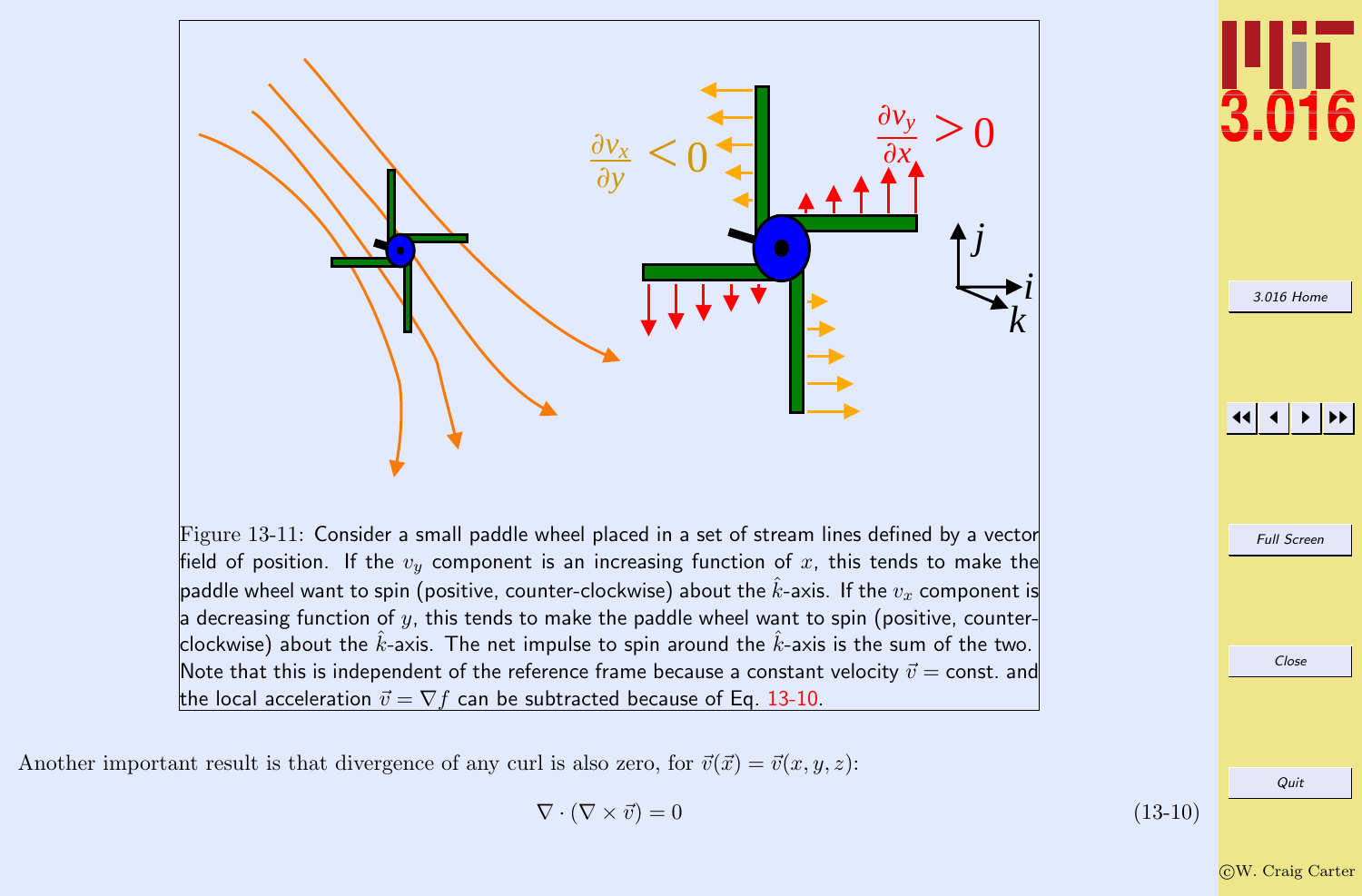Figure 13-11: Consider a small paddle wheel placed in a set of stream lines defined by a vector field of position. If the $v_y$ component is an increasing function of $x$, this tends to make the paddle wheel want to spin (positive, counter-clockwise) about the $\hat{k}$-axis. If the $v_x$ component is a decreasing function of $y$, this tends to make the paddle wheel want to spin (positive, counter-clockwise) about the $\hat{k}$-axis. The net impulse to spin around the $\hat{k}$-axis is the sum of the two. Note that this is independent of the reference frame because a constant velocity $\vec{v} =$ const. and the local acceleration $\vec{v} = \nabla f$ can be subtracted because of Eq. 13-10.

Another important result is that divergence of any curl is also zero, for $\vec{v}(\vec{x}) = \vec{v}(x, y, z)$:

$$\nabla \cdot (\nabla \times \vec{v}) = 0 \tag{13-10}$$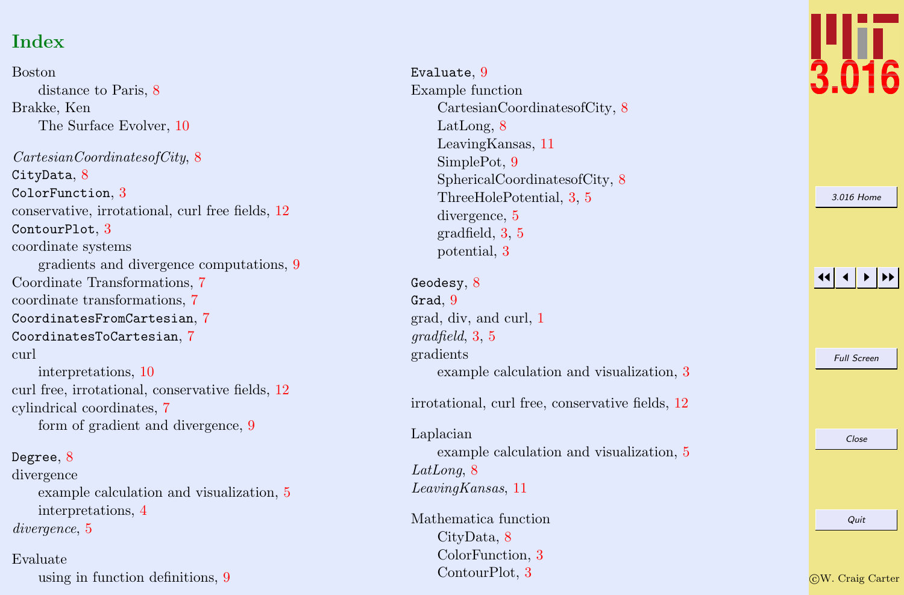# Index

Boston
- distance to Paris, 8

Brakke, Ken
- The Surface Evolver, 10

*CartesianCoordinatesofCity*, 8
`CityData`, 8
`ColorFunction`, 3
conservative, irrotational, curl free fields, 12
`ContourPlot`, 3
coordinate systems
- gradients and divergence computations, 9

Coordinate Transformations, 7
coordinate transformations, 7
`CoordinatesFromCartesian`, 7
`CoordinatesToCartesian`, 7
curl
- interpretations, 10

curl free, irrotational, conservative fields, 12
cylindrical coordinates, 7
- form of gradient and divergence, 9

`Degree`, 8
divergence
- example calculation and visualization, 5
- interpretations, 4

*divergence*, 5

Evaluate
- using in function definitions, 9

`Evaluate`, 9
Example function
- CartesianCoordinatesofCity, 8
- LatLong, 8
- LeavingKansas, 11
- SimplePot, 9
- SphericalCoordinatesofCity, 8
- ThreeHolePotential, 3, 5
- divergence, 5
- gradfield, 3, 5
- potential, 3

`Geodesy`, 8
`Grad`, 9
grad, div, and curl, 1
*gradfield*, 3, 5
gradients
- example calculation and visualization, 3

irrotational, curl free, conservative fields, 12

Laplacian
- example calculation and visualization, 5

*LatLong*, 8
*LeavingKansas*, 11

Mathematica function
- CityData, 8
- ColorFunction, 3
- ContourPlot, 3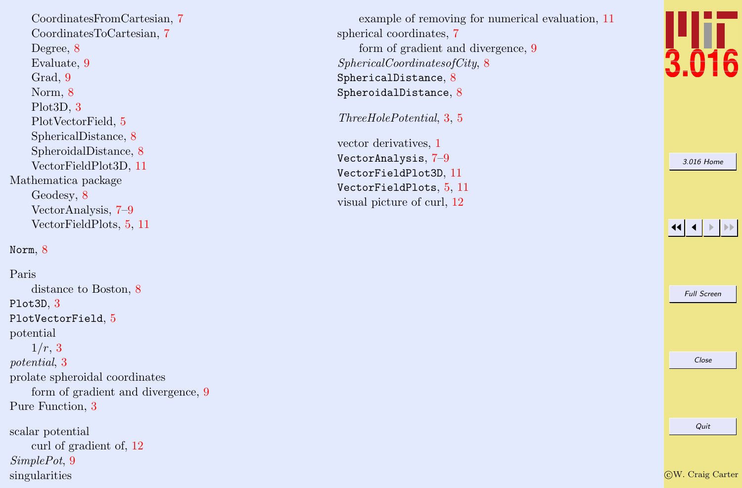CoordinatesFromCartesian, 7
CoordinatesToCartesian, 7
Degree, 8
Evaluate, 9
Grad, 9
Norm, 8
Plot3D, 3
PlotVectorField, 5
SphericalDistance, 8
SpheroidalDistance, 8
VectorFieldPlot3D, 11

Mathematica package
Geodesy, 8
VectorAnalysis, 7–9
VectorFieldPlots, 5, 11

`Norm`, 8

Paris
distance to Boston, 8

`Plot3D`, 3

`PlotVectorField`, 5

potential
$1/r$, 3

*potential*, 3

prolate spheroidal coordinates
form of gradient and divergence, 9

Pure Function, 3

scalar potential
curl of gradient of, 12

*SimplePot*, 9

singularities
example of removing for numerical evaluation, 11

spherical coordinates, 7
form of gradient and divergence, 9

*SphericalCoordinatesofCity*, 8

`SphericalDistance`, 8

`SpheroidalDistance`, 8

*ThreeHolePotential*, 3, 5

vector derivatives, 1

`VectorAnalysis`, 7–9

`VectorFieldPlot3D`, 11

`VectorFieldPlots`, 5, 11

visual picture of curl, 12